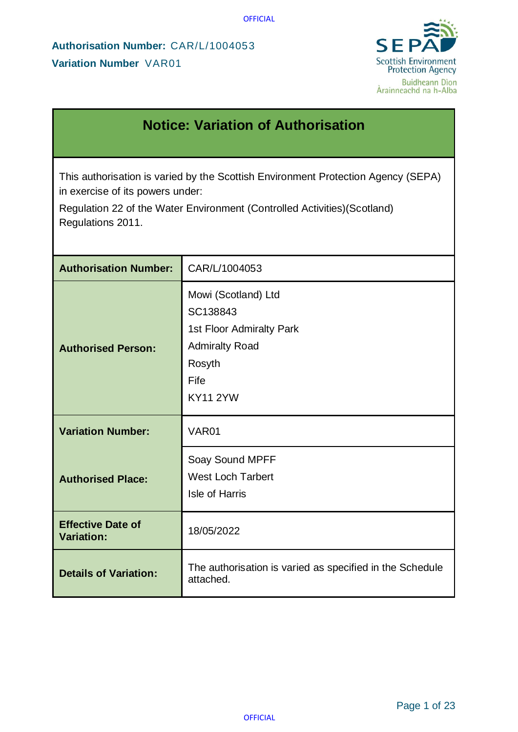**Authorisation Number:** CAR/L/1004053

**Variation Number** VAR01

# Notice: Variation of Authorisation

This authorisation is varied by the Scottish Environment Protection Agency (SEPA) in exercise of its powers under:

Regulation 22 of the Water Environment (Controlled Activities)(Scotland) Regulations 2011.

| | |
|---|---|
| **Authorisation Number:** | CAR/L/1004053 |
| **Authorised Person:** | Mowi (Scotland) Ltd<br>SC138843<br>1st Floor Admiralty Park<br>Admiralty Road<br>Rosyth<br>Fife<br>KY11 2YW |
| **Variation Number:** | VAR01 |
| **Authorised Place:** | Soay Sound MPFF<br>West Loch Tarbert<br>Isle of Harris |
| **Effective Date of Variation:** | 18/05/2022 |
| **Details of Variation:** | The authorisation is varied as specified in the Schedule attached. |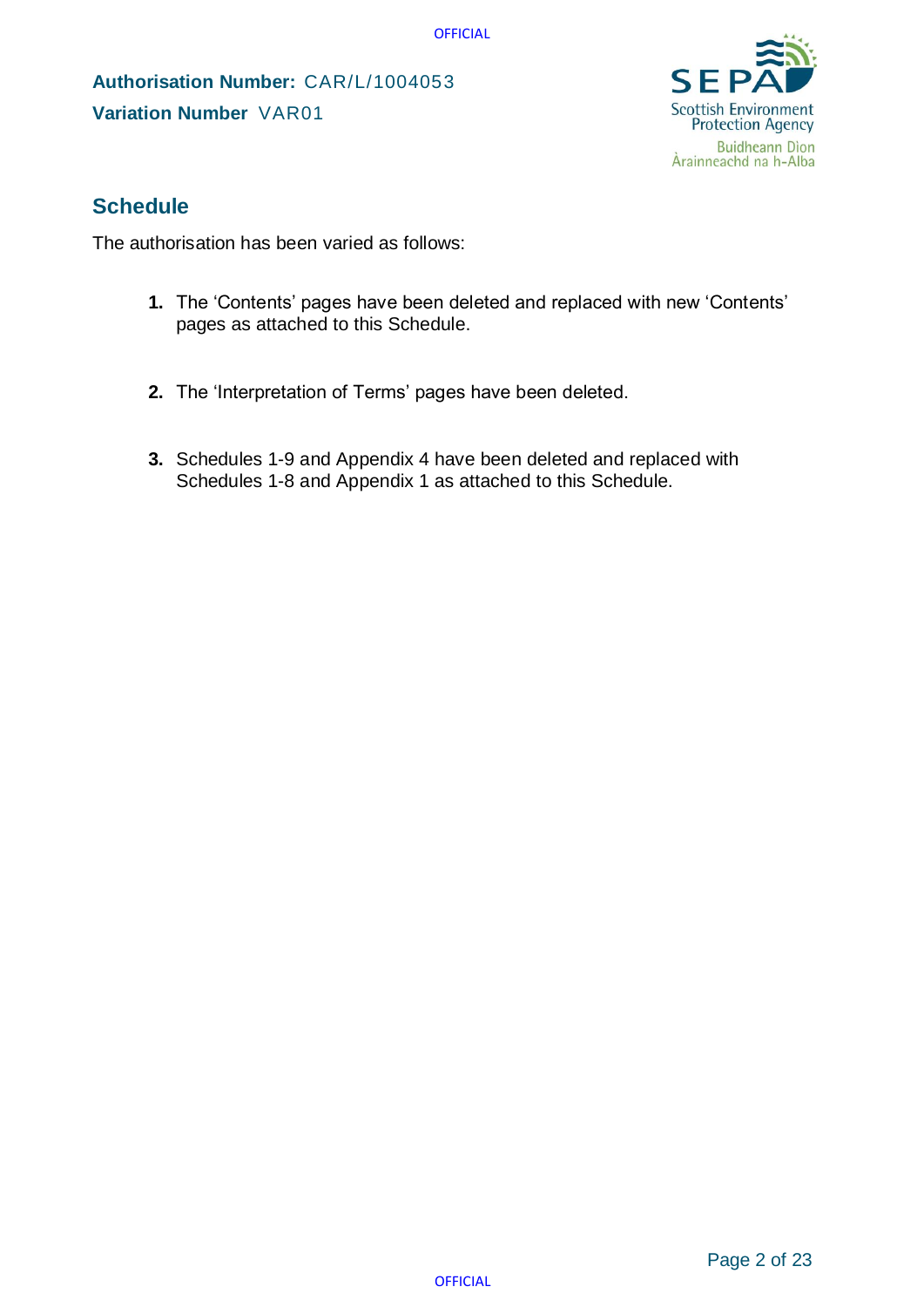**Authorisation Number:** CAR/L/1004053

**Variation Number** VAR01

## Schedule

The authorisation has been varied as follows:

1. The 'Contents' pages have been deleted and replaced with new 'Contents' pages as attached to this Schedule.
2. The 'Interpretation of Terms' pages have been deleted.
3. Schedules 1-9 and Appendix 4 have been deleted and replaced with Schedules 1-8 and Appendix 1 as attached to this Schedule.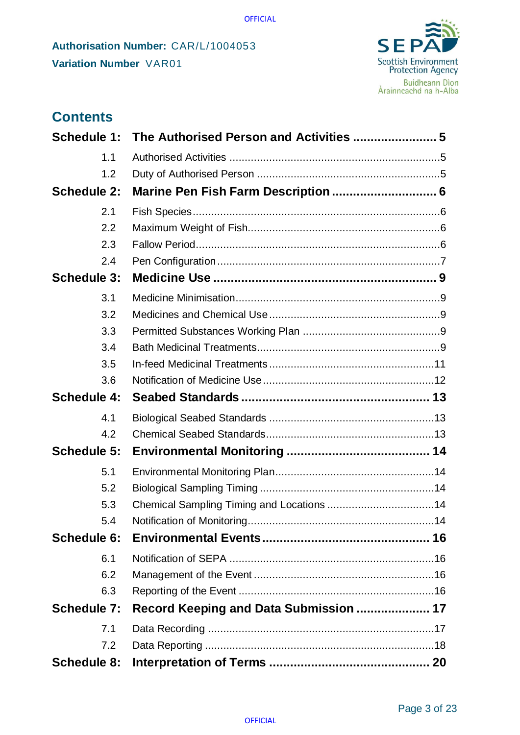**Authorisation Number:** CAR/L/1004053

**Variation Number** VAR01

## Contents

| | | |
|---|---|---|
| **Schedule 1:** | **The Authorised Person and Activities** | **5** |
| 1.1 | Authorised Activities | 5 |
| 1.2 | Duty of Authorised Person | 5 |
| **Schedule 2:** | **Marine Pen Fish Farm Description** | **6** |
| 2.1 | Fish Species | 6 |
| 2.2 | Maximum Weight of Fish | 6 |
| 2.3 | Fallow Period | 6 |
| 2.4 | Pen Configuration | 7 |
| **Schedule 3:** | **Medicine Use** | **9** |
| 3.1 | Medicine Minimisation | 9 |
| 3.2 | Medicines and Chemical Use | 9 |
| 3.3 | Permitted Substances Working Plan | 9 |
| 3.4 | Bath Medicinal Treatments | 9 |
| 3.5 | In-feed Medicinal Treatments | 11 |
| 3.6 | Notification of Medicine Use | 12 |
| **Schedule 4:** | **Seabed Standards** | **13** |
| 4.1 | Biological Seabed Standards | 13 |
| 4.2 | Chemical Seabed Standards | 13 |
| **Schedule 5:** | **Environmental Monitoring** | **14** |
| 5.1 | Environmental Monitoring Plan | 14 |
| 5.2 | Biological Sampling Timing | 14 |
| 5.3 | Chemical Sampling Timing and Locations | 14 |
| 5.4 | Notification of Monitoring | 14 |
| **Schedule 6:** | **Environmental Events** | **16** |
| 6.1 | Notification of SEPA | 16 |
| 6.2 | Management of the Event | 16 |
| 6.3 | Reporting of the Event | 16 |
| **Schedule 7:** | **Record Keeping and Data Submission** | **17** |
| 7.1 | Data Recording | 17 |
| 7.2 | Data Reporting | 18 |
| **Schedule 8:** | **Interpretation of Terms** | **20** |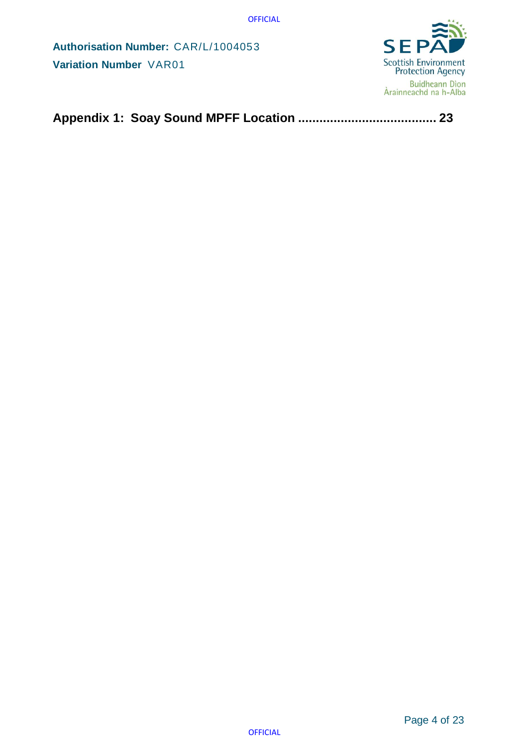**Appendix 1: Soay Sound MPFF Location ....................................... 23**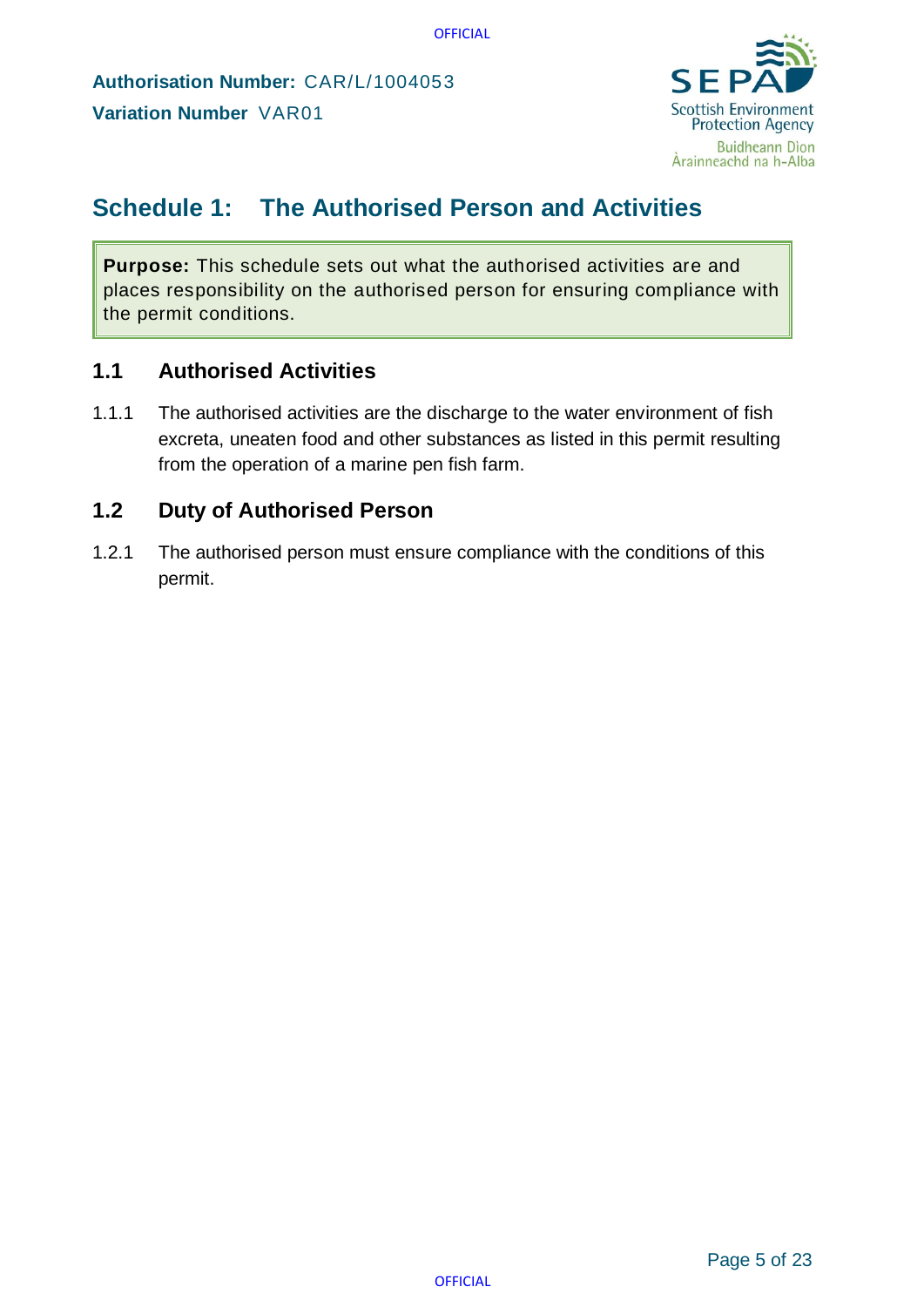**Authorisation Number:** CAR/L/1004053

**Variation Number** VAR01

# Schedule 1: The Authorised Person and Activities

**Purpose:** This schedule sets out what the authorised activities are and places responsibility on the authorised person for ensuring compliance with the permit conditions.

## 1.1 Authorised Activities

1.1.1 The authorised activities are the discharge to the water environment of fish excreta, uneaten food and other substances as listed in this permit resulting from the operation of a marine pen fish farm.

## 1.2 Duty of Authorised Person

1.2.1 The authorised person must ensure compliance with the conditions of this permit.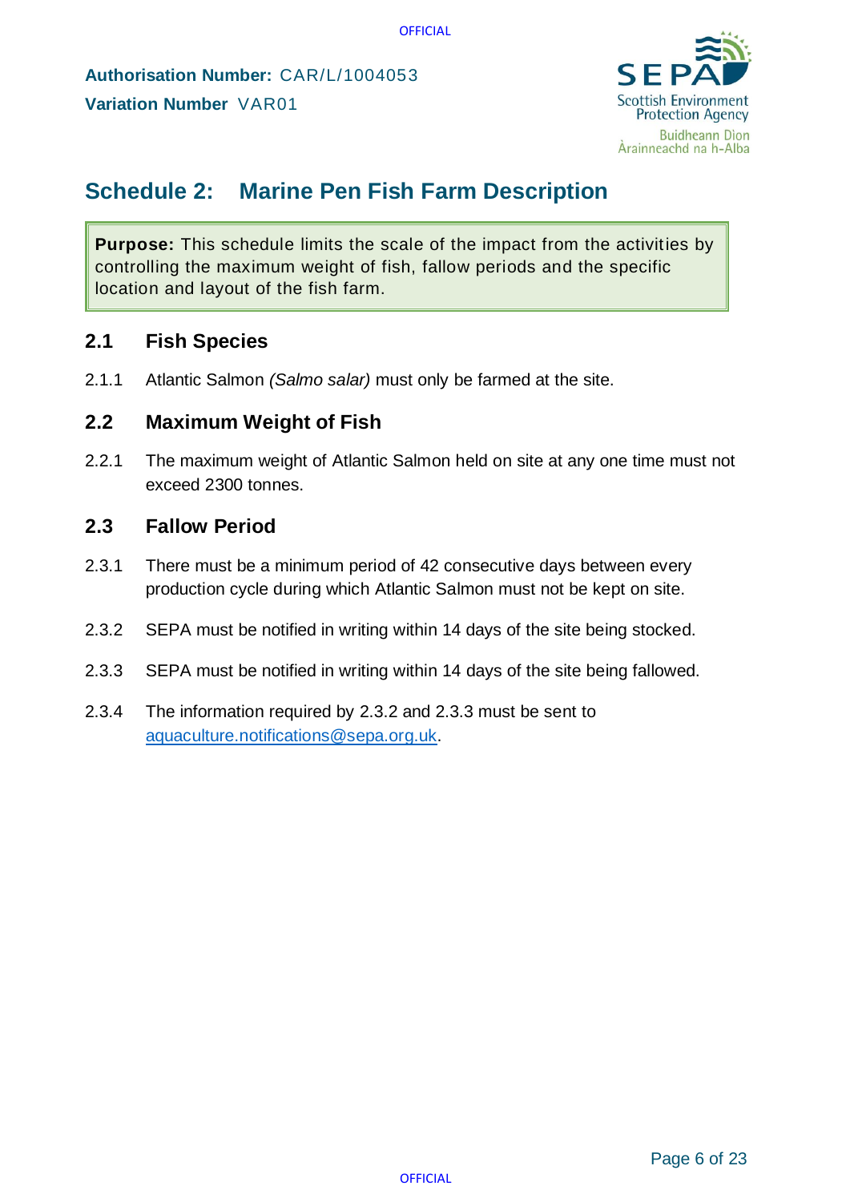**Authorisation Number:** CAR/L/1004053
**Variation Number** VAR01

# Schedule 2: Marine Pen Fish Farm Description

**Purpose:** This schedule limits the scale of the impact from the activities by controlling the maximum weight of fish, fallow periods and the specific location and layout of the fish farm.

## 2.1 Fish Species

2.1.1 Atlantic Salmon *(Salmo salar)* must only be farmed at the site.

## 2.2 Maximum Weight of Fish

2.2.1 The maximum weight of Atlantic Salmon held on site at any one time must not exceed 2300 tonnes.

## 2.3 Fallow Period

2.3.1 There must be a minimum period of 42 consecutive days between every production cycle during which Atlantic Salmon must not be kept on site.

2.3.2 SEPA must be notified in writing within 14 days of the site being stocked.

2.3.3 SEPA must be notified in writing within 14 days of the site being fallowed.

2.3.4 The information required by 2.3.2 and 2.3.3 must be sent to aquaculture.notifications@sepa.org.uk.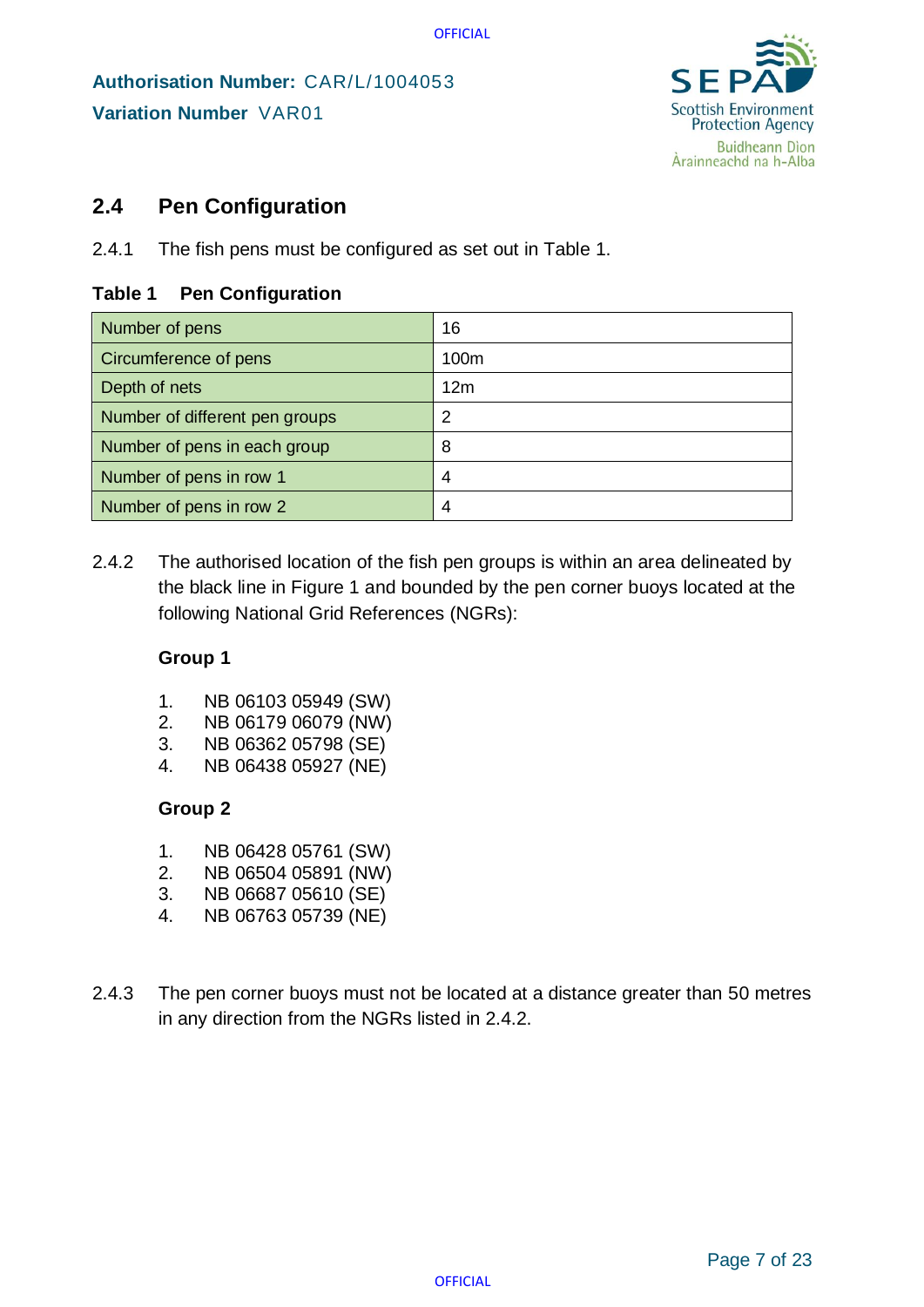## 2.4 Pen Configuration

2.4.1 The fish pens must be configured as set out in Table 1.

**Table 1 Pen Configuration**

| | |
|---|---|
| Number of pens | 16 |
| Circumference of pens | 100m |
| Depth of nets | 12m |
| Number of different pen groups | 2 |
| Number of pens in each group | 8 |
| Number of pens in row 1 | 4 |
| Number of pens in row 2 | 4 |

2.4.2 The authorised location of the fish pen groups is within an area delineated by the black line in Figure 1 and bounded by the pen corner buoys located at the following National Grid References (NGRs):

**Group 1**

1. NB 06103 05949 (SW)
2. NB 06179 06079 (NW)
3. NB 06362 05798 (SE)
4. NB 06438 05927 (NE)

**Group 2**

1. NB 06428 05761 (SW)
2. NB 06504 05891 (NW)
3. NB 06687 05610 (SE)
4. NB 06763 05739 (NE)

2.4.3 The pen corner buoys must not be located at a distance greater than 50 metres in any direction from the NGRs listed in 2.4.2.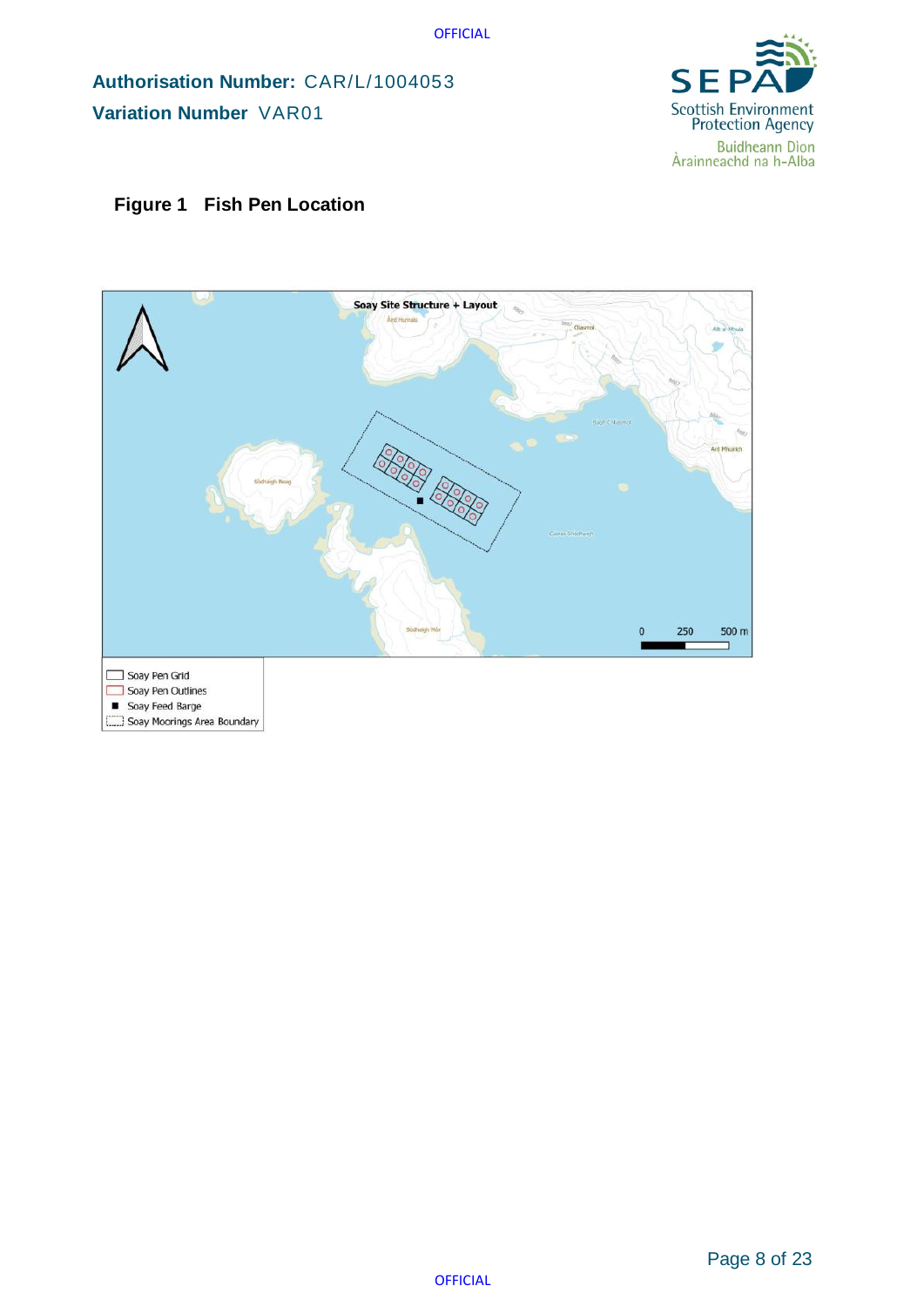**Authorisation Number:** CAR/L/1004053

**Variation Number** VAR01

## Figure 1 Fish Pen Location

Soay Site Structure + Layout

| Legend |
|---|
| Soay Pen Grid |
| Soay Pen Outlines |
| Soay Feed Barge |
| Soay Moorings Area Boundary |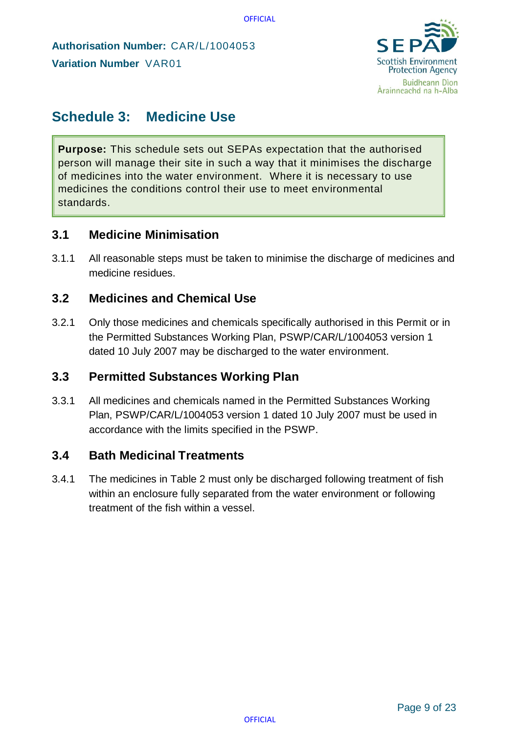**Authorisation Number:** CAR/L/1004053
**Variation Number** VAR01

# Schedule 3: Medicine Use

**Purpose:** This schedule sets out SEPAs expectation that the authorised person will manage their site in such a way that it minimises the discharge of medicines into the water environment. Where it is necessary to use medicines the conditions control their use to meet environmental standards.

## 3.1 Medicine Minimisation

3.1.1 All reasonable steps must be taken to minimise the discharge of medicines and medicine residues.

## 3.2 Medicines and Chemical Use

3.2.1 Only those medicines and chemicals specifically authorised in this Permit or in the Permitted Substances Working Plan, PSWP/CAR/L/1004053 version 1 dated 10 July 2007 may be discharged to the water environment.

## 3.3 Permitted Substances Working Plan

3.3.1 All medicines and chemicals named in the Permitted Substances Working Plan, PSWP/CAR/L/1004053 version 1 dated 10 July 2007 must be used in accordance with the limits specified in the PSWP.

## 3.4 Bath Medicinal Treatments

3.4.1 The medicines in Table 2 must only be discharged following treatment of fish within an enclosure fully separated from the water environment or following treatment of the fish within a vessel.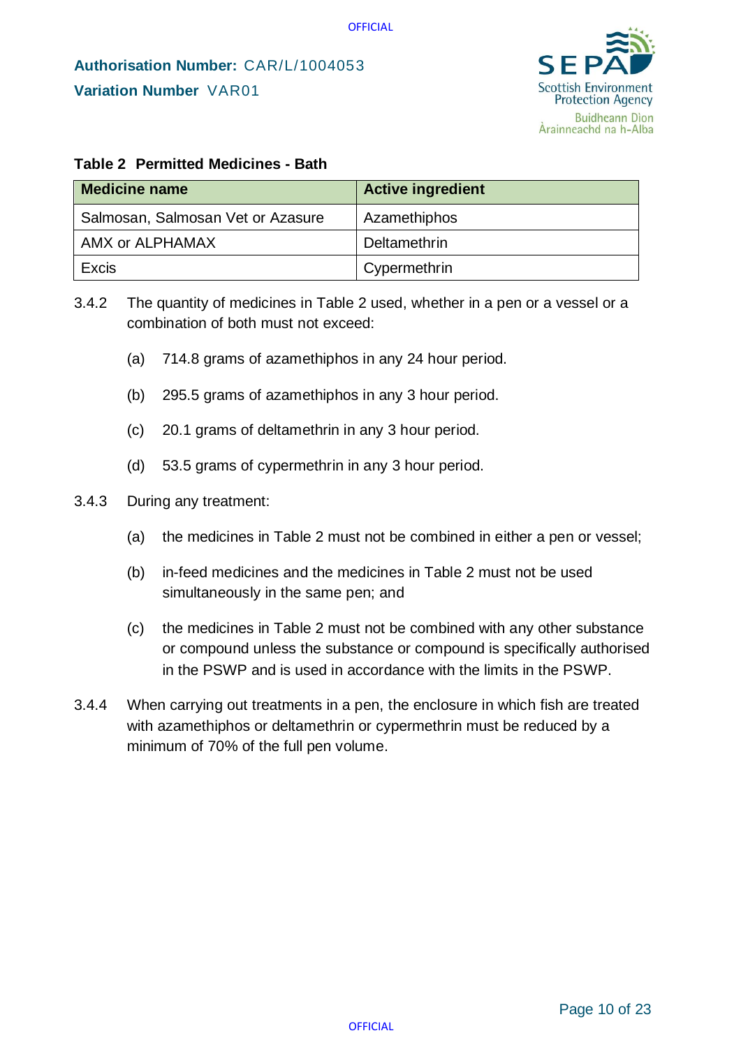**Authorisation Number:** CAR/L/1004053

**Variation Number** VAR01

**Table 2 Permitted Medicines - Bath**

| Medicine name | Active ingredient |
|---|---|
| Salmosan, Salmosan Vet or Azasure | Azamethiphos |
| AMX or ALPHAMAX | Deltamethrin |
| Excis | Cypermethrin |

3.4.2 The quantity of medicines in Table 2 used, whether in a pen or a vessel or a combination of both must not exceed:

(a) 714.8 grams of azamethiphos in any 24 hour period.

(b) 295.5 grams of azamethiphos in any 3 hour period.

(c) 20.1 grams of deltamethrin in any 3 hour period.

(d) 53.5 grams of cypermethrin in any 3 hour period.

3.4.3 During any treatment:

(a) the medicines in Table 2 must not be combined in either a pen or vessel;

(b) in-feed medicines and the medicines in Table 2 must not be used simultaneously in the same pen; and

(c) the medicines in Table 2 must not be combined with any other substance or compound unless the substance or compound is specifically authorised in the PSWP and is used in accordance with the limits in the PSWP.

3.4.4 When carrying out treatments in a pen, the enclosure in which fish are treated with azamethiphos or deltamethrin or cypermethrin must be reduced by a minimum of 70% of the full pen volume.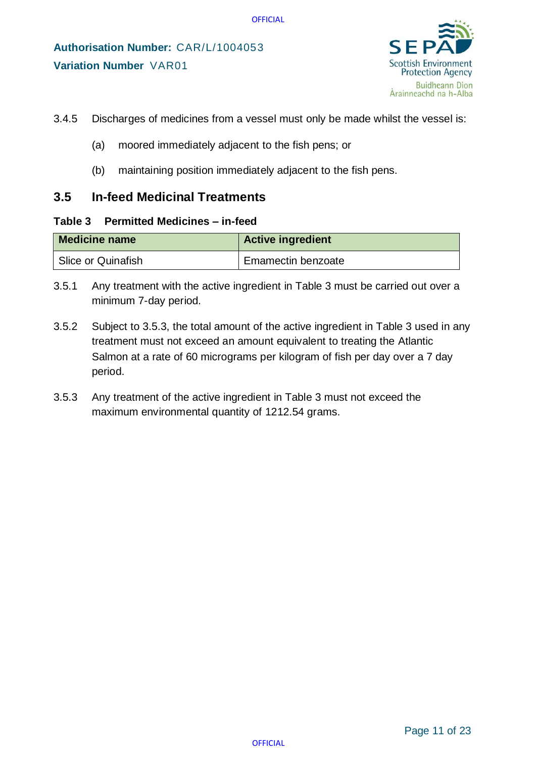3.4.5 Discharges of medicines from a vessel must only be made whilst the vessel is:

(a) moored immediately adjacent to the fish pens; or

(b) maintaining position immediately adjacent to the fish pens.

## 3.5 In-feed Medicinal Treatments

**Table 3 Permitted Medicines – in-feed**

| Medicine name | Active ingredient |
|---|---|
| Slice or Quinafish | Emamectin benzoate |

3.5.1 Any treatment with the active ingredient in Table 3 must be carried out over a minimum 7-day period.

3.5.2 Subject to 3.5.3, the total amount of the active ingredient in Table 3 used in any treatment must not exceed an amount equivalent to treating the Atlantic Salmon at a rate of 60 micrograms per kilogram of fish per day over a 7 day period.

3.5.3 Any treatment of the active ingredient in Table 3 must not exceed the maximum environmental quantity of 1212.54 grams.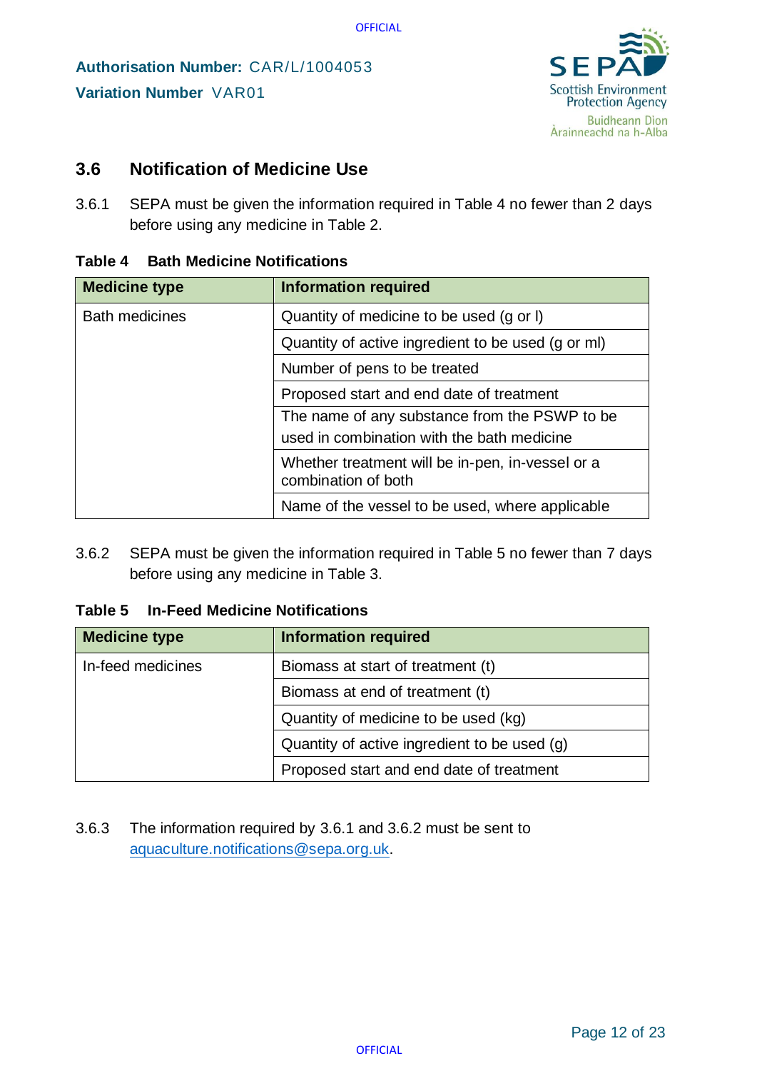## 3.6 Notification of Medicine Use

3.6.1 SEPA must be given the information required in Table 4 no fewer than 2 days before using any medicine in Table 2.

**Table 4 Bath Medicine Notifications**

| Medicine type | Information required |
|---|---|
| Bath medicines | Quantity of medicine to be used (g or l) |
| | Quantity of active ingredient to be used (g or ml) |
| | Number of pens to be treated |
| | Proposed start and end date of treatment |
| | The name of any substance from the PSWP to be used in combination with the bath medicine |
| | Whether treatment will be in-pen, in-vessel or a combination of both |
| | Name of the vessel to be used, where applicable |

3.6.2 SEPA must be given the information required in Table 5 no fewer than 7 days before using any medicine in Table 3.

**Table 5 In-Feed Medicine Notifications**

| Medicine type | Information required |
|---|---|
| In-feed medicines | Biomass at start of treatment (t) |
| | Biomass at end of treatment (t) |
| | Quantity of medicine to be used (kg) |
| | Quantity of active ingredient to be used (g) |
| | Proposed start and end date of treatment |

3.6.3 The information required by 3.6.1 and 3.6.2 must be sent to aquaculture.notifications@sepa.org.uk.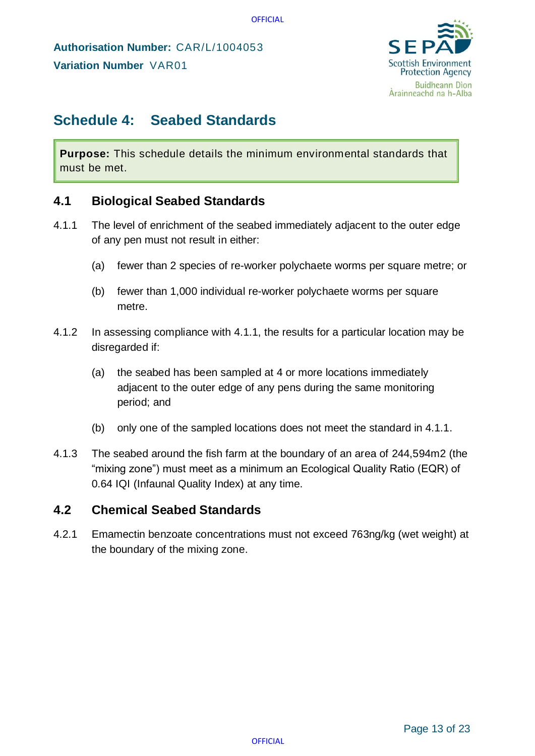**Authorisation Number:** CAR/L/1004053
**Variation Number** VAR01

# Schedule 4: Seabed Standards

**Purpose:** This schedule details the minimum environmental standards that must be met.

## 4.1 Biological Seabed Standards

4.1.1 The level of enrichment of the seabed immediately adjacent to the outer edge of any pen must not result in either:

(a) fewer than 2 species of re-worker polychaete worms per square metre; or

(b) fewer than 1,000 individual re-worker polychaete worms per square metre.

4.1.2 In assessing compliance with 4.1.1, the results for a particular location may be disregarded if:

(a) the seabed has been sampled at 4 or more locations immediately adjacent to the outer edge of any pens during the same monitoring period; and

(b) only one of the sampled locations does not meet the standard in 4.1.1.

4.1.3 The seabed around the fish farm at the boundary of an area of 244,594m2 (the "mixing zone") must meet as a minimum an Ecological Quality Ratio (EQR) of 0.64 IQI (Infaunal Quality Index) at any time.

## 4.2 Chemical Seabed Standards

4.2.1 Emamectin benzoate concentrations must not exceed 763ng/kg (wet weight) at the boundary of the mixing zone.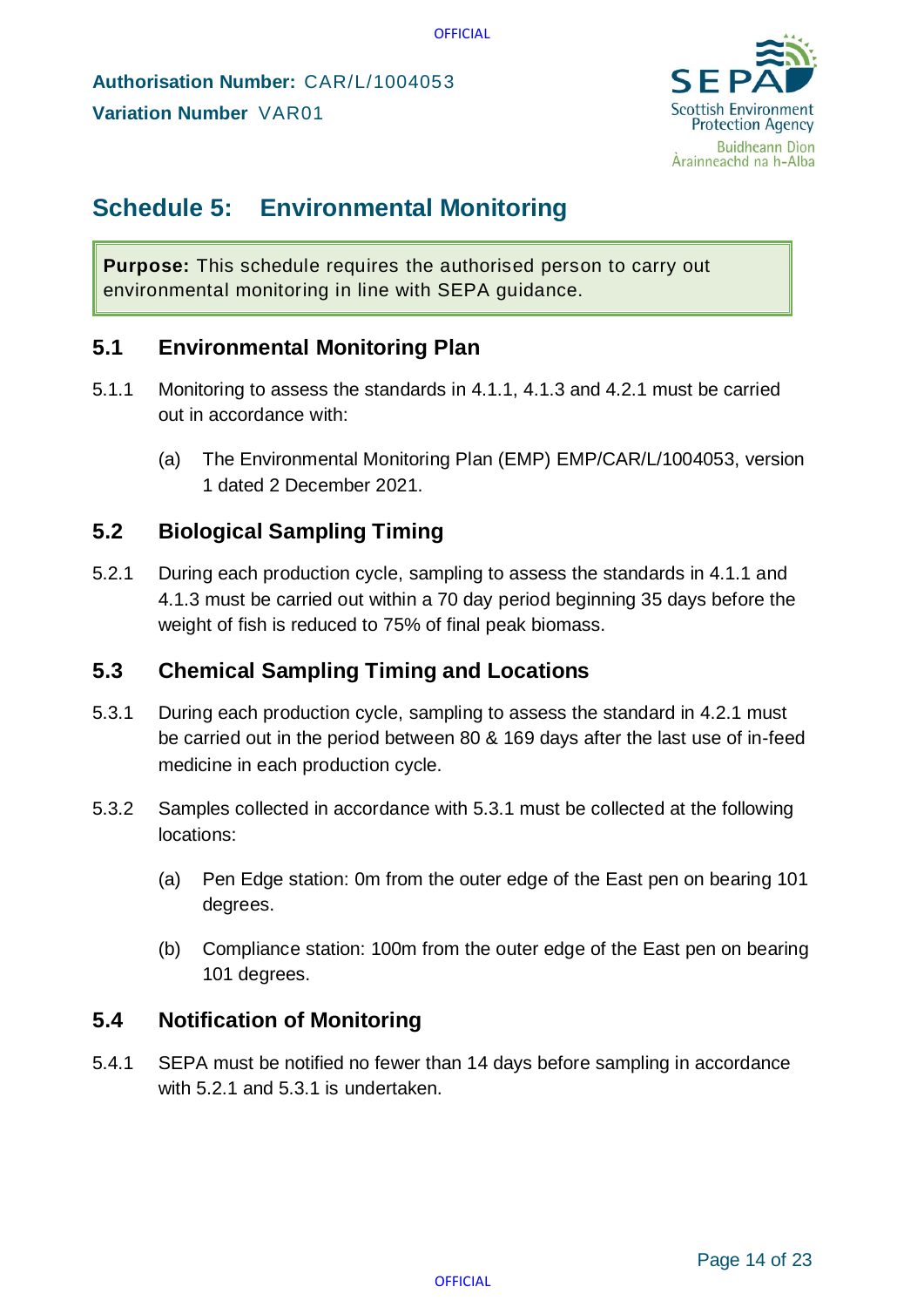**Authorisation Number:** CAR/L/1004053

**Variation Number** VAR01

# Schedule 5: Environmental Monitoring

**Purpose:** This schedule requires the authorised person to carry out environmental monitoring in line with SEPA guidance.

## 5.1 Environmental Monitoring Plan

5.1.1 Monitoring to assess the standards in 4.1.1, 4.1.3 and 4.2.1 must be carried out in accordance with:

(a) The Environmental Monitoring Plan (EMP) EMP/CAR/L/1004053, version 1 dated 2 December 2021.

## 5.2 Biological Sampling Timing

5.2.1 During each production cycle, sampling to assess the standards in 4.1.1 and 4.1.3 must be carried out within a 70 day period beginning 35 days before the weight of fish is reduced to 75% of final peak biomass.

## 5.3 Chemical Sampling Timing and Locations

5.3.1 During each production cycle, sampling to assess the standard in 4.2.1 must be carried out in the period between 80 & 169 days after the last use of in-feed medicine in each production cycle.

5.3.2 Samples collected in accordance with 5.3.1 must be collected at the following locations:

(a) Pen Edge station: 0m from the outer edge of the East pen on bearing 101 degrees.

(b) Compliance station: 100m from the outer edge of the East pen on bearing 101 degrees.

## 5.4 Notification of Monitoring

5.4.1 SEPA must be notified no fewer than 14 days before sampling in accordance with 5.2.1 and 5.3.1 is undertaken.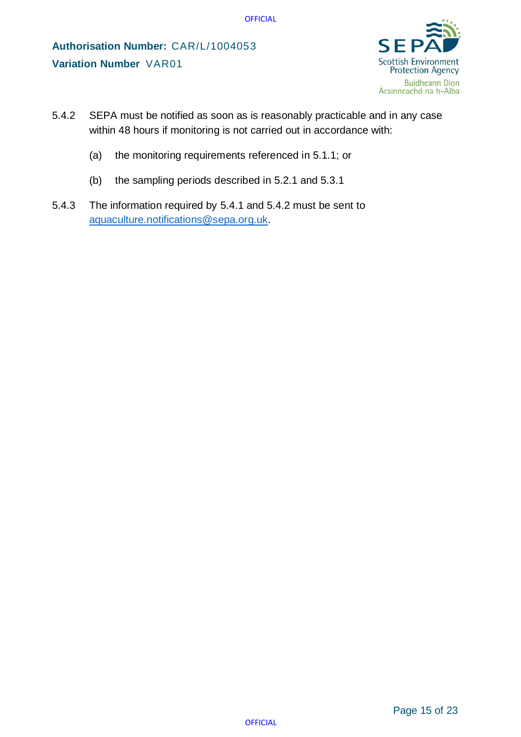5.4.2 SEPA must be notified as soon as is reasonably practicable and in any case within 48 hours if monitoring is not carried out in accordance with:

(a) the monitoring requirements referenced in 5.1.1; or

(b) the sampling periods described in 5.2.1 and 5.3.1

5.4.3 The information required by 5.4.1 and 5.4.2 must be sent to aquaculture.notifications@sepa.org.uk.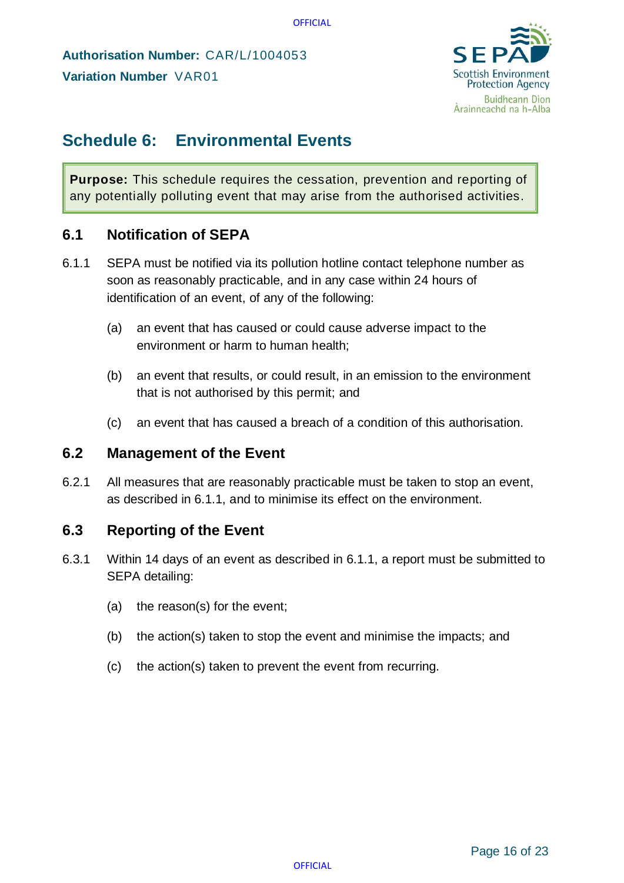**Authorisation Number:** CAR/L/1004053

**Variation Number** VAR01

## Schedule 6: Environmental Events

> **Purpose:** This schedule requires the cessation, prevention and reporting of any potentially polluting event that may arise from the authorised activities.

### 6.1 Notification of SEPA

6.1.1 SEPA must be notified via its pollution hotline contact telephone number as soon as reasonably practicable, and in any case within 24 hours of identification of an event, of any of the following:

(a) an event that has caused or could cause adverse impact to the environment or harm to human health;

(b) an event that results, or could result, in an emission to the environment that is not authorised by this permit; and

(c) an event that has caused a breach of a condition of this authorisation.

### 6.2 Management of the Event

6.2.1 All measures that are reasonably practicable must be taken to stop an event, as described in 6.1.1, and to minimise its effect on the environment.

### 6.3 Reporting of the Event

6.3.1 Within 14 days of an event as described in 6.1.1, a report must be submitted to SEPA detailing:

(a) the reason(s) for the event;

(b) the action(s) taken to stop the event and minimise the impacts; and

(c) the action(s) taken to prevent the event from recurring.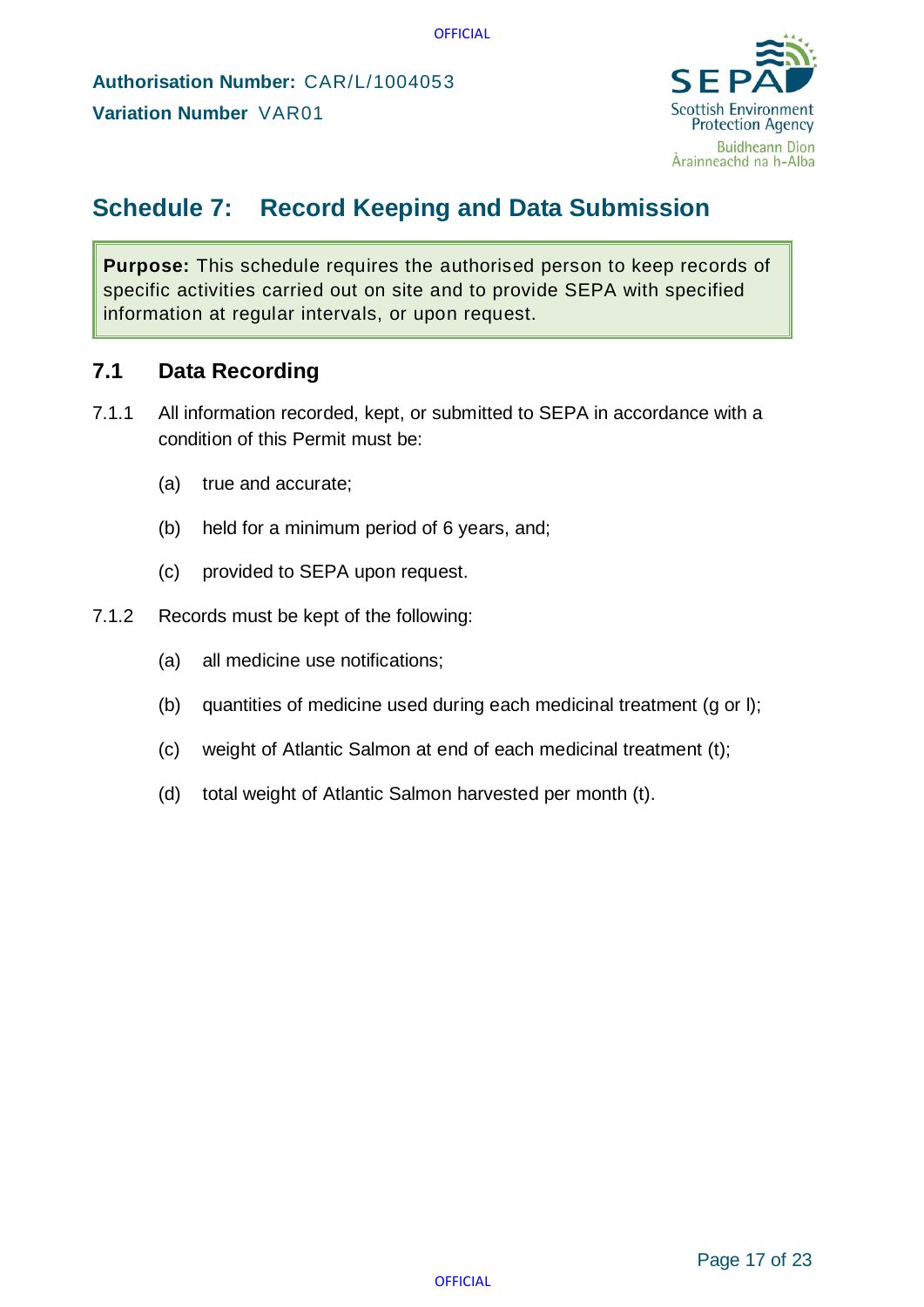**Authorisation Number:** CAR/L/1004053
**Variation Number** VAR01

# Schedule 7: Record Keeping and Data Submission

**Purpose:** This schedule requires the authorised person to keep records of specific activities carried out on site and to provide SEPA with specified information at regular intervals, or upon request.

## 7.1 Data Recording

7.1.1 All information recorded, kept, or submitted to SEPA in accordance with a condition of this Permit must be:

(a) true and accurate;

(b) held for a minimum period of 6 years, and;

(c) provided to SEPA upon request.

7.1.2 Records must be kept of the following:

(a) all medicine use notifications;

(b) quantities of medicine used during each medicinal treatment (g or l);

(c) weight of Atlantic Salmon at end of each medicinal treatment (t);

(d) total weight of Atlantic Salmon harvested per month (t).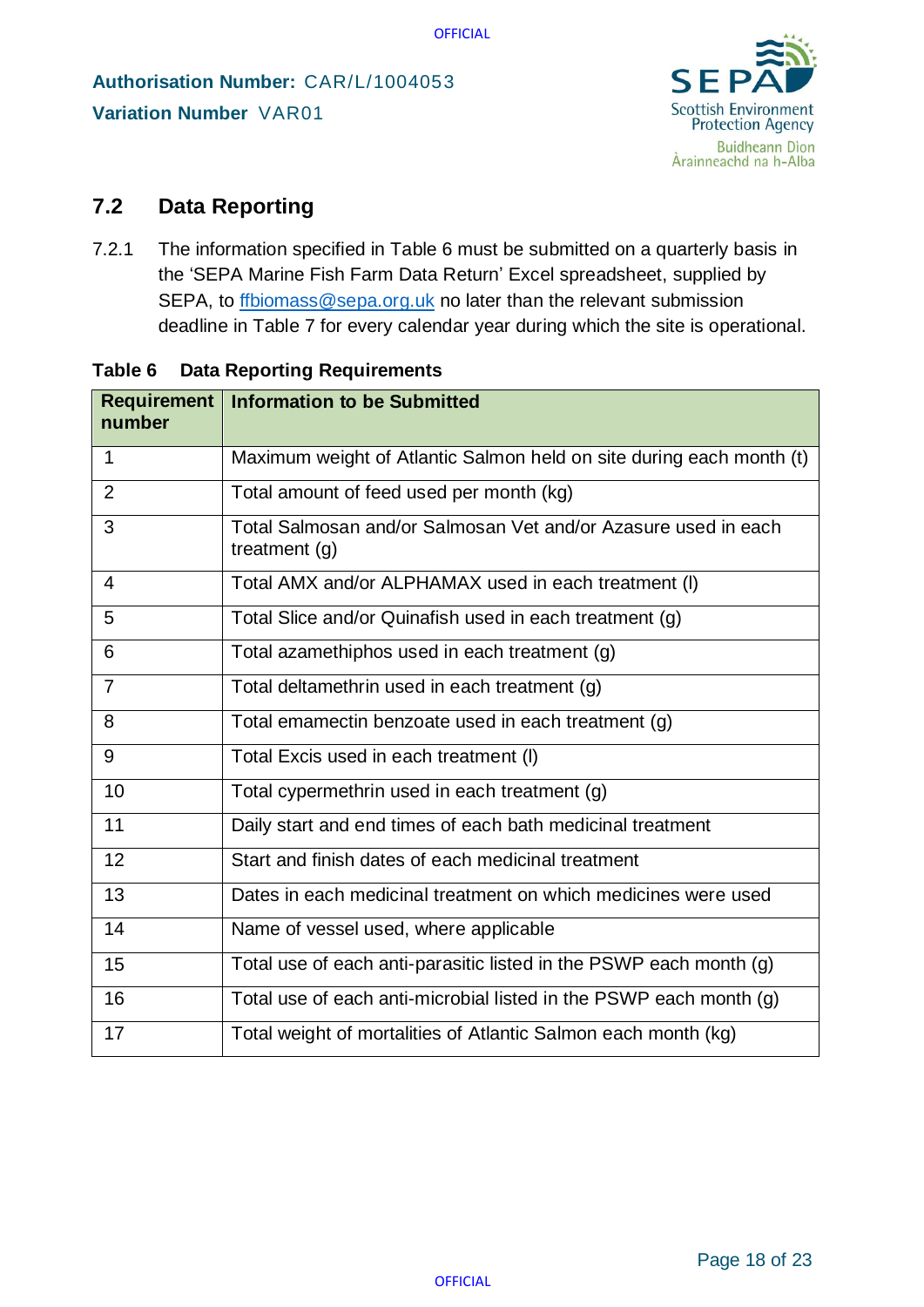**Authorisation Number:** CAR/L/1004053
**Variation Number** VAR01

## 7.2 Data Reporting

7.2.1 The information specified in Table 6 must be submitted on a quarterly basis in the 'SEPA Marine Fish Farm Data Return' Excel spreadsheet, supplied by SEPA, to ffbiomass@sepa.org.uk no later than the relevant submission deadline in Table 7 for every calendar year during which the site is operational.

**Table 6 Data Reporting Requirements**

| Requirement number | Information to be Submitted |
|---|---|
| 1 | Maximum weight of Atlantic Salmon held on site during each month (t) |
| 2 | Total amount of feed used per month (kg) |
| 3 | Total Salmosan and/or Salmosan Vet and/or Azasure used in each treatment (g) |
| 4 | Total AMX and/or ALPHAMAX used in each treatment (l) |
| 5 | Total Slice and/or Quinafish used in each treatment (g) |
| 6 | Total azamethiphos used in each treatment (g) |
| 7 | Total deltamethrin used in each treatment (g) |
| 8 | Total emamectin benzoate used in each treatment (g) |
| 9 | Total Excis used in each treatment (l) |
| 10 | Total cypermethrin used in each treatment (g) |
| 11 | Daily start and end times of each bath medicinal treatment |
| 12 | Start and finish dates of each medicinal treatment |
| 13 | Dates in each medicinal treatment on which medicines were used |
| 14 | Name of vessel used, where applicable |
| 15 | Total use of each anti-parasitic listed in the PSWP each month (g) |
| 16 | Total use of each anti-microbial listed in the PSWP each month (g) |
| 17 | Total weight of mortalities of Atlantic Salmon each month (kg) |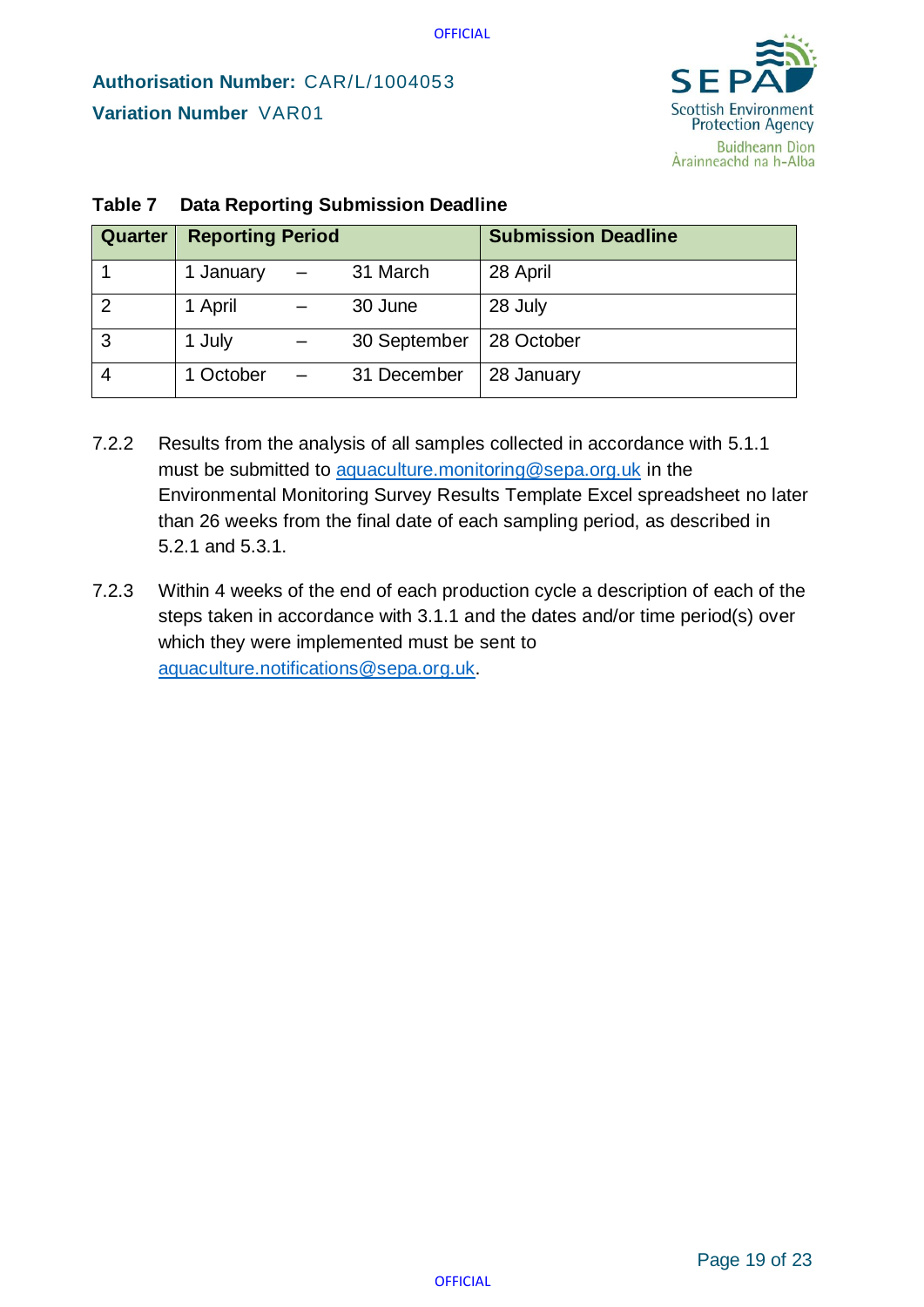**Authorisation Number:** CAR/L/1004053

**Variation Number** VAR01

**Table 7 Data Reporting Submission Deadline**

| Quarter | Reporting Period | | | Submission Deadline |
|---|---|---|---|---|
| 1 | 1 January | – | 31 March | 28 April |
| 2 | 1 April | – | 30 June | 28 July |
| 3 | 1 July | – | 30 September | 28 October |
| 4 | 1 October | – | 31 December | 28 January |

7.2.2 Results from the analysis of all samples collected in accordance with 5.1.1 must be submitted to aquaculture.monitoring@sepa.org.uk in the Environmental Monitoring Survey Results Template Excel spreadsheet no later than 26 weeks from the final date of each sampling period, as described in 5.2.1 and 5.3.1.

7.2.3 Within 4 weeks of the end of each production cycle a description of each of the steps taken in accordance with 3.1.1 and the dates and/or time period(s) over which they were implemented must be sent to aquaculture.notifications@sepa.org.uk.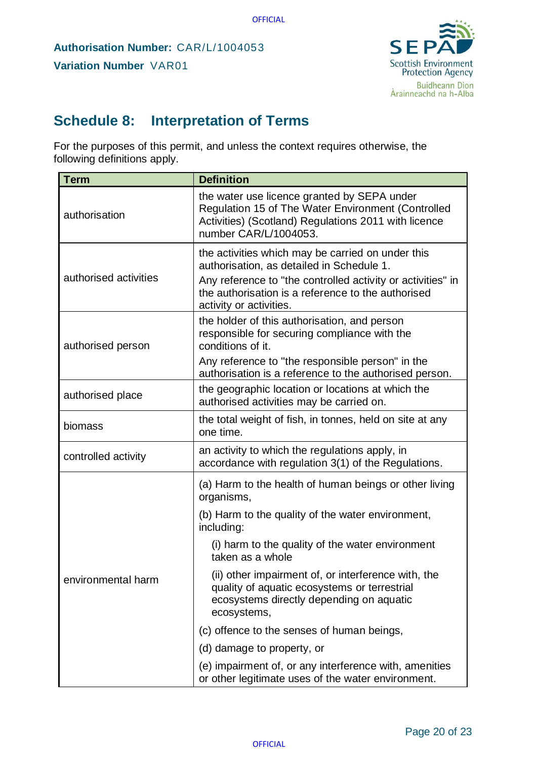**Authorisation Number:** CAR/L/1004053

**Variation Number** VAR01

## Schedule 8: Interpretation of Terms

For the purposes of this permit, and unless the context requires otherwise, the following definitions apply.

| Term | Definition |
|---|---|
| authorisation | the water use licence granted by SEPA under Regulation 15 of The Water Environment (Controlled Activities) (Scotland) Regulations 2011 with licence number CAR/L/1004053. |
| authorised activities | the activities which may be carried on under this authorisation, as detailed in Schedule 1.<br>Any reference to "the controlled activity or activities" in the authorisation is a reference to the authorised activity or activities. |
| authorised person | the holder of this authorisation, and person responsible for securing compliance with the conditions of it.<br>Any reference to "the responsible person" in the authorisation is a reference to the authorised person. |
| authorised place | the geographic location or locations at which the authorised activities may be carried on. |
| biomass | the total weight of fish, in tonnes, held on site at any one time. |
| controlled activity | an activity to which the regulations apply, in accordance with regulation 3(1) of the Regulations. |
| environmental harm | (a) Harm to the health of human beings or other living organisms,<br>(b) Harm to the quality of the water environment, including:<br>(i) harm to the quality of the water environment taken as a whole<br>(ii) other impairment of, or interference with, the quality of aquatic ecosystems or terrestrial ecosystems directly depending on aquatic ecosystems,<br>(c) offence to the senses of human beings,<br>(d) damage to property, or<br>(e) impairment of, or any interference with, amenities or other legitimate uses of the water environment. |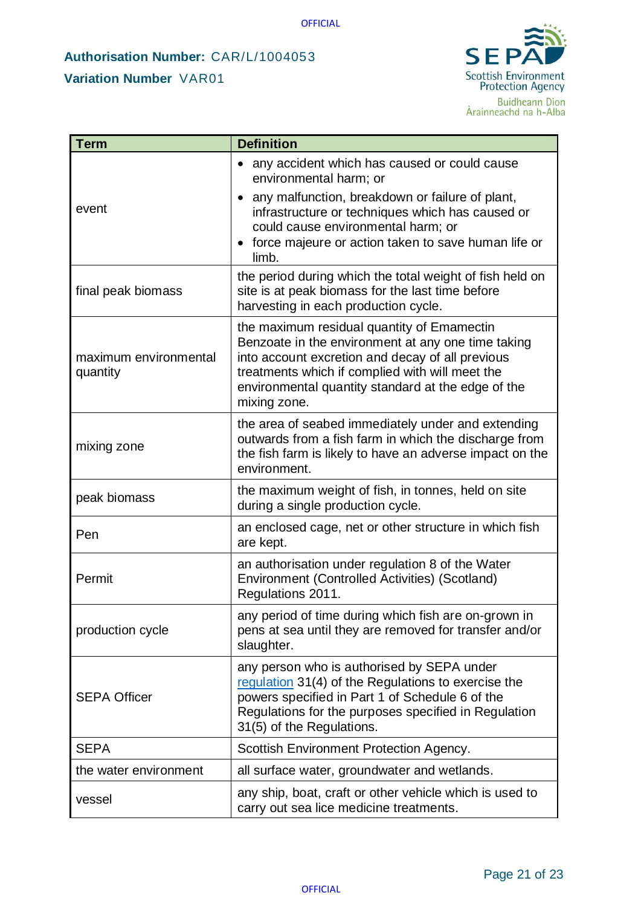**Authorisation Number:** CAR/L/1004053

**Variation Number** VAR01

| Term | Definition |
|---|---|
| event | • any accident which has caused or could cause environmental harm; or<br>• any malfunction, breakdown or failure of plant, infrastructure or techniques which has caused or could cause environmental harm; or<br>• force majeure or action taken to save human life or limb. |
| final peak biomass | the period during which the total weight of fish held on site is at peak biomass for the last time before harvesting in each production cycle. |
| maximum environmental quantity | the maximum residual quantity of Emamectin Benzoate in the environment at any one time taking into account excretion and decay of all previous treatments which if complied with will meet the environmental quantity standard at the edge of the mixing zone. |
| mixing zone | the area of seabed immediately under and extending outwards from a fish farm in which the discharge from the fish farm is likely to have an adverse impact on the environment. |
| peak biomass | the maximum weight of fish, in tonnes, held on site during a single production cycle. |
| Pen | an enclosed cage, net or other structure in which fish are kept. |
| Permit | an authorisation under regulation 8 of the Water Environment (Controlled Activities) (Scotland) Regulations 2011. |
| production cycle | any period of time during which fish are on-grown in pens at sea until they are removed for transfer and/or slaughter. |
| SEPA Officer | any person who is authorised by SEPA under regulation 31(4) of the Regulations to exercise the powers specified in Part 1 of Schedule 6 of the Regulations for the purposes specified in Regulation 31(5) of the Regulations. |
| SEPA | Scottish Environment Protection Agency. |
| the water environment | all surface water, groundwater and wetlands. |
| vessel | any ship, boat, craft or other vehicle which is used to carry out sea lice medicine treatments. |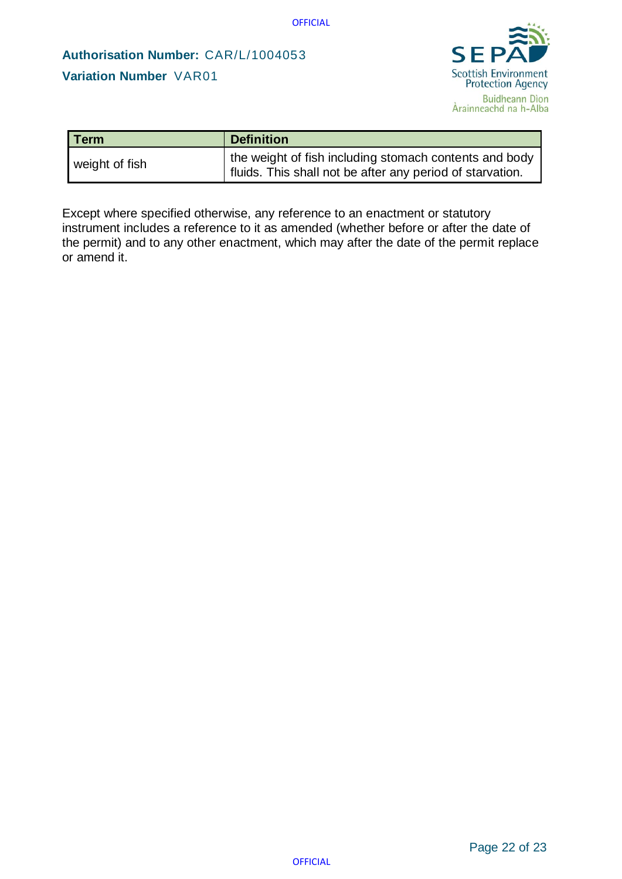| Term | Definition |
|---|---|
| weight of fish | the weight of fish including stomach contents and body fluids. This shall not be after any period of starvation. |

Except where specified otherwise, any reference to an enactment or statutory instrument includes a reference to it as amended (whether before or after the date of the permit) and to any other enactment, which may after the date of the permit replace or amend it.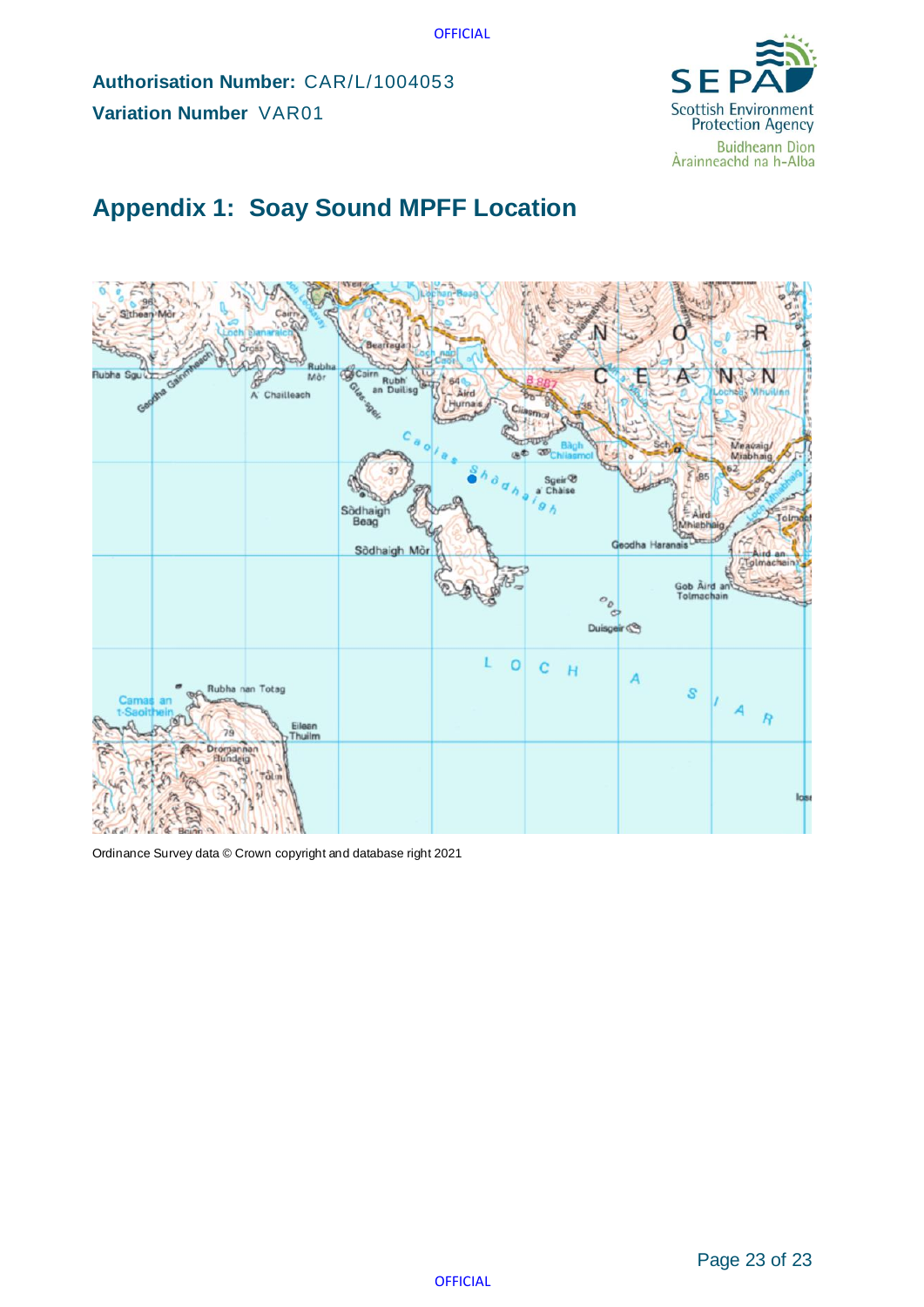**Authorisation Number:** CAR/L/1004053

**Variation Number** VAR01

## Appendix 1: Soay Sound MPFF Location

Ordinance Survey data © Crown copyright and database right 2021